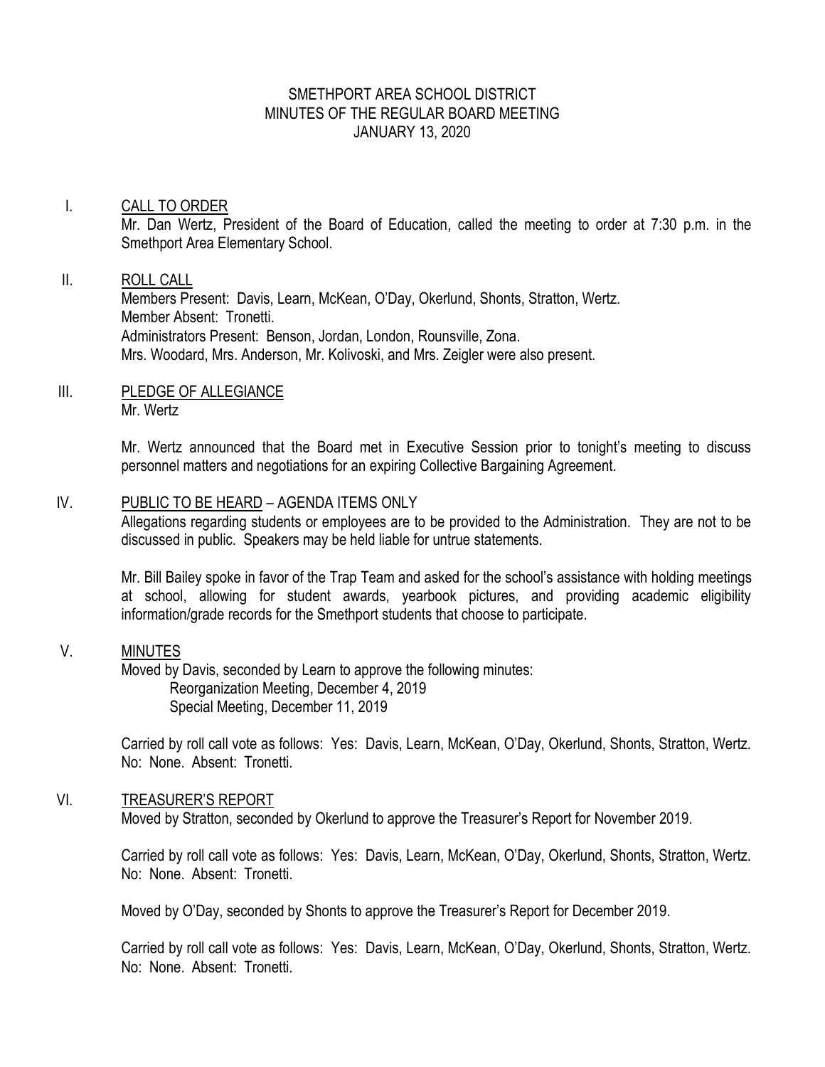# SMETHPORT AREA SCHOOL DISTRICT
## MINUTES OF THE REGULAR BOARD MEETING
## JANUARY 13, 2020

I. CALL TO ORDER

Mr. Dan Wertz, President of the Board of Education, called the meeting to order at 7:30 p.m. in the Smethport Area Elementary School.

II. ROLL CALL

Members Present: Davis, Learn, McKean, O'Day, Okerlund, Shonts, Stratton, Wertz.
Member Absent: Tronetti.
Administrators Present: Benson, Jordan, London, Rounsville, Zona.
Mrs. Woodard, Mrs. Anderson, Mr. Kolivoski, and Mrs. Zeigler were also present.

III. PLEDGE OF ALLEGIANCE

Mr. Wertz

Mr. Wertz announced that the Board met in Executive Session prior to tonight's meeting to discuss personnel matters and negotiations for an expiring Collective Bargaining Agreement.

IV. PUBLIC TO BE HEARD – AGENDA ITEMS ONLY

Allegations regarding students or employees are to be provided to the Administration. They are not to be discussed in public. Speakers may be held liable for untrue statements.

Mr. Bill Bailey spoke in favor of the Trap Team and asked for the school's assistance with holding meetings at school, allowing for student awards, yearbook pictures, and providing academic eligibility information/grade records for the Smethport students that choose to participate.

V. MINUTES

Moved by Davis, seconded by Learn to approve the following minutes:
Reorganization Meeting, December 4, 2019
Special Meeting, December 11, 2019

Carried by roll call vote as follows: Yes: Davis, Learn, McKean, O'Day, Okerlund, Shonts, Stratton, Wertz. No: None. Absent: Tronetti.

VI. TREASURER'S REPORT

Moved by Stratton, seconded by Okerlund to approve the Treasurer's Report for November 2019.

Carried by roll call vote as follows: Yes: Davis, Learn, McKean, O'Day, Okerlund, Shonts, Stratton, Wertz. No: None. Absent: Tronetti.

Moved by O'Day, seconded by Shonts to approve the Treasurer's Report for December 2019.

Carried by roll call vote as follows: Yes: Davis, Learn, McKean, O'Day, Okerlund, Shonts, Stratton, Wertz. No: None. Absent: Tronetti.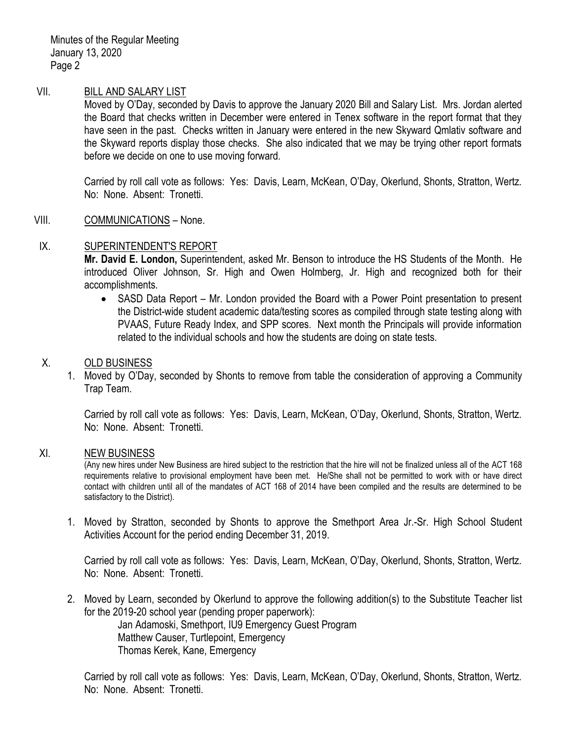## VII. BILL AND SALARY LIST

Moved by O'Day, seconded by Davis to approve the January 2020 Bill and Salary List. Mrs. Jordan alerted the Board that checks written in December were entered in Tenex software in the report format that they have seen in the past. Checks written in January were entered in the new Skyward Qmlativ software and the Skyward reports display those checks. She also indicated that we may be trying other report formats before we decide on one to use moving forward.

Carried by roll call vote as follows: Yes: Davis, Learn, McKean, O'Day, Okerlund, Shonts, Stratton, Wertz. No: None. Absent: Tronetti.

## VIII. COMMUNICATIONS – None.

## IX. SUPERINTENDENT'S REPORT

**Mr. David E. London,** Superintendent, asked Mr. Benson to introduce the HS Students of the Month. He introduced Oliver Johnson, Sr. High and Owen Holmberg, Jr. High and recognized both for their accomplishments.

- SASD Data Report – Mr. London provided the Board with a Power Point presentation to present the District-wide student academic data/testing scores as compiled through state testing along with PVAAS, Future Ready Index, and SPP scores. Next month the Principals will provide information related to the individual schools and how the students are doing on state tests.

## X. OLD BUSINESS

1. Moved by O'Day, seconded by Shonts to remove from table the consideration of approving a Community Trap Team.

   Carried by roll call vote as follows: Yes: Davis, Learn, McKean, O'Day, Okerlund, Shonts, Stratton, Wertz. No: None. Absent: Tronetti.

## XI. NEW BUSINESS

(Any new hires under New Business are hired subject to the restriction that the hire will not be finalized unless all of the ACT 168 requirements relative to provisional employment have been met. He/She shall not be permitted to work with or have direct contact with children until all of the mandates of ACT 168 of 2014 have been compiled and the results are determined to be satisfactory to the District).

1. Moved by Stratton, seconded by Shonts to approve the Smethport Area Jr.-Sr. High School Student Activities Account for the period ending December 31, 2019.

   Carried by roll call vote as follows: Yes: Davis, Learn, McKean, O'Day, Okerlund, Shonts, Stratton, Wertz. No: None. Absent: Tronetti.

2. Moved by Learn, seconded by Okerlund to approve the following addition(s) to the Substitute Teacher list for the 2019-20 school year (pending proper paperwork):

   Jan Adamoski, Smethport, IU9 Emergency Guest Program
   Matthew Causer, Turtlepoint, Emergency
   Thomas Kerek, Kane, Emergency

   Carried by roll call vote as follows: Yes: Davis, Learn, McKean, O'Day, Okerlund, Shonts, Stratton, Wertz. No: None. Absent: Tronetti.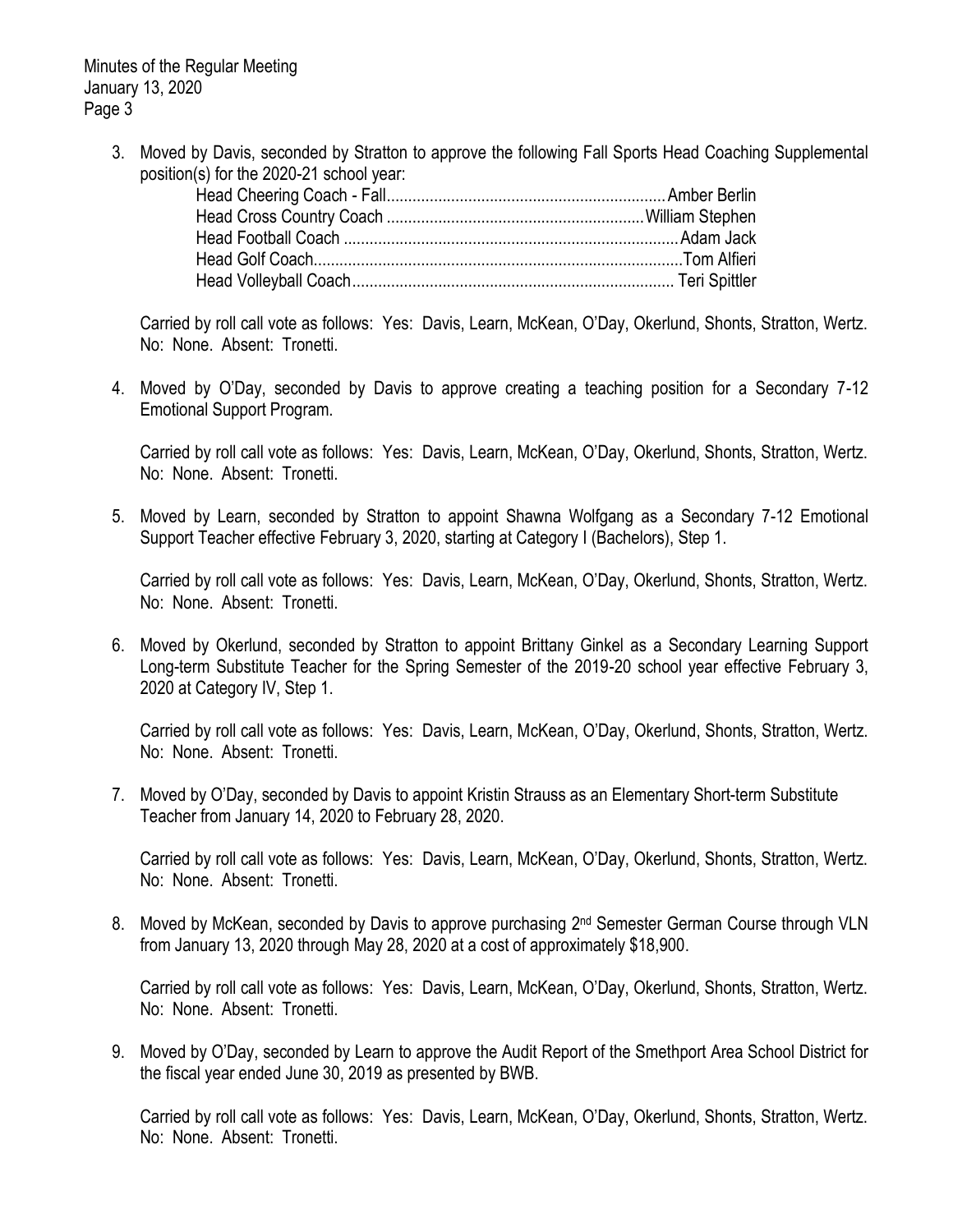3. Moved by Davis, seconded by Stratton to approve the following Fall Sports Head Coaching Supplemental position(s) for the 2020-21 school year:

   Head Cheering Coach - Fall................................................................Amber Berlin
   Head Cross Country Coach ...........................................................William Stephen
   Head Football Coach .............................................................................Adam Jack
   Head Golf Coach....................................................................................Tom Alfieri
   Head Volleyball Coach........................................................................ Teri Spittler

   Carried by roll call vote as follows: Yes: Davis, Learn, McKean, O'Day, Okerlund, Shonts, Stratton, Wertz. No: None. Absent: Tronetti.

4. Moved by O'Day, seconded by Davis to approve creating a teaching position for a Secondary 7-12 Emotional Support Program.

   Carried by roll call vote as follows: Yes: Davis, Learn, McKean, O'Day, Okerlund, Shonts, Stratton, Wertz. No: None. Absent: Tronetti.

5. Moved by Learn, seconded by Stratton to appoint Shawna Wolfgang as a Secondary 7-12 Emotional Support Teacher effective February 3, 2020, starting at Category I (Bachelors), Step 1.

   Carried by roll call vote as follows: Yes: Davis, Learn, McKean, O'Day, Okerlund, Shonts, Stratton, Wertz. No: None. Absent: Tronetti.

6. Moved by Okerlund, seconded by Stratton to appoint Brittany Ginkel as a Secondary Learning Support Long-term Substitute Teacher for the Spring Semester of the 2019-20 school year effective February 3, 2020 at Category IV, Step 1.

   Carried by roll call vote as follows: Yes: Davis, Learn, McKean, O'Day, Okerlund, Shonts, Stratton, Wertz. No: None. Absent: Tronetti.

7. Moved by O'Day, seconded by Davis to appoint Kristin Strauss as an Elementary Short-term Substitute Teacher from January 14, 2020 to February 28, 2020.

   Carried by roll call vote as follows: Yes: Davis, Learn, McKean, O'Day, Okerlund, Shonts, Stratton, Wertz. No: None. Absent: Tronetti.

8. Moved by McKean, seconded by Davis to approve purchasing 2nd Semester German Course through VLN from January 13, 2020 through May 28, 2020 at a cost of approximately $18,900.

   Carried by roll call vote as follows: Yes: Davis, Learn, McKean, O'Day, Okerlund, Shonts, Stratton, Wertz. No: None. Absent: Tronetti.

9. Moved by O'Day, seconded by Learn to approve the Audit Report of the Smethport Area School District for the fiscal year ended June 30, 2019 as presented by BWB.

   Carried by roll call vote as follows: Yes: Davis, Learn, McKean, O'Day, Okerlund, Shonts, Stratton, Wertz. No: None. Absent: Tronetti.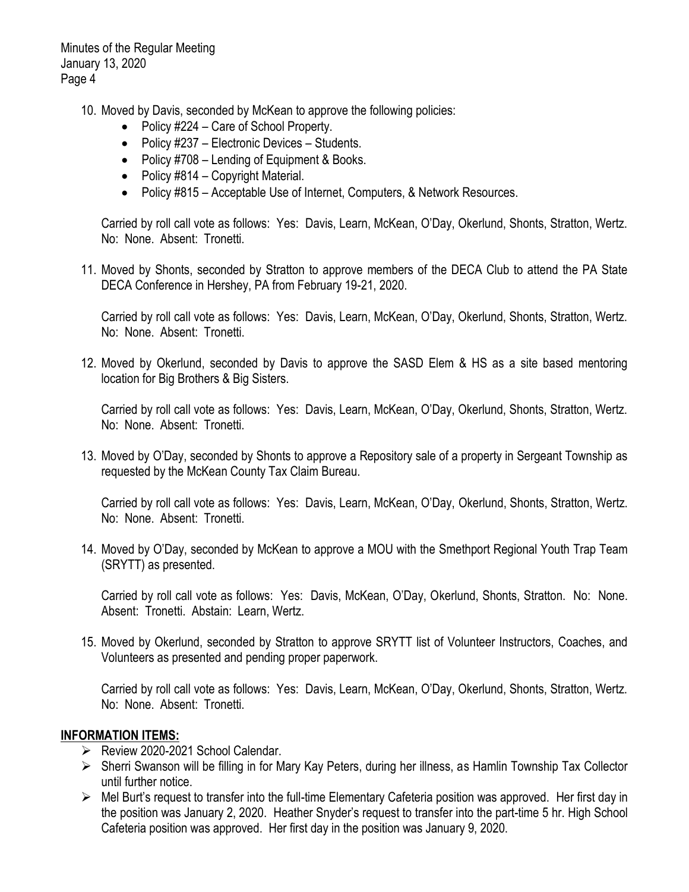10. Moved by Davis, seconded by McKean to approve the following policies:
    - Policy #224 – Care of School Property.
    - Policy #237 – Electronic Devices – Students.
    - Policy #708 – Lending of Equipment & Books.
    - Policy #814 – Copyright Material.
    - Policy #815 – Acceptable Use of Internet, Computers, & Network Resources.

    Carried by roll call vote as follows: Yes: Davis, Learn, McKean, O'Day, Okerlund, Shonts, Stratton, Wertz. No: None. Absent: Tronetti.

11. Moved by Shonts, seconded by Stratton to approve members of the DECA Club to attend the PA State DECA Conference in Hershey, PA from February 19-21, 2020.

    Carried by roll call vote as follows: Yes: Davis, Learn, McKean, O'Day, Okerlund, Shonts, Stratton, Wertz. No: None. Absent: Tronetti.

12. Moved by Okerlund, seconded by Davis to approve the SASD Elem & HS as a site based mentoring location for Big Brothers & Big Sisters.

    Carried by roll call vote as follows: Yes: Davis, Learn, McKean, O'Day, Okerlund, Shonts, Stratton, Wertz. No: None. Absent: Tronetti.

13. Moved by O'Day, seconded by Shonts to approve a Repository sale of a property in Sergeant Township as requested by the McKean County Tax Claim Bureau.

    Carried by roll call vote as follows: Yes: Davis, Learn, McKean, O'Day, Okerlund, Shonts, Stratton, Wertz. No: None. Absent: Tronetti.

14. Moved by O'Day, seconded by McKean to approve a MOU with the Smethport Regional Youth Trap Team (SRYTT) as presented.

    Carried by roll call vote as follows: Yes: Davis, McKean, O'Day, Okerlund, Shonts, Stratton. No: None. Absent: Tronetti. Abstain: Learn, Wertz.

15. Moved by Okerlund, seconded by Stratton to approve SRYTT list of Volunteer Instructors, Coaches, and Volunteers as presented and pending proper paperwork.

    Carried by roll call vote as follows: Yes: Davis, Learn, McKean, O'Day, Okerlund, Shonts, Stratton, Wertz. No: None. Absent: Tronetti.

## INFORMATION ITEMS:

- Review 2020-2021 School Calendar.
- Sherri Swanson will be filling in for Mary Kay Peters, during her illness, as Hamlin Township Tax Collector until further notice.
- Mel Burt's request to transfer into the full-time Elementary Cafeteria position was approved. Her first day in the position was January 2, 2020. Heather Snyder's request to transfer into the part-time 5 hr. High School Cafeteria position was approved. Her first day in the position was January 9, 2020.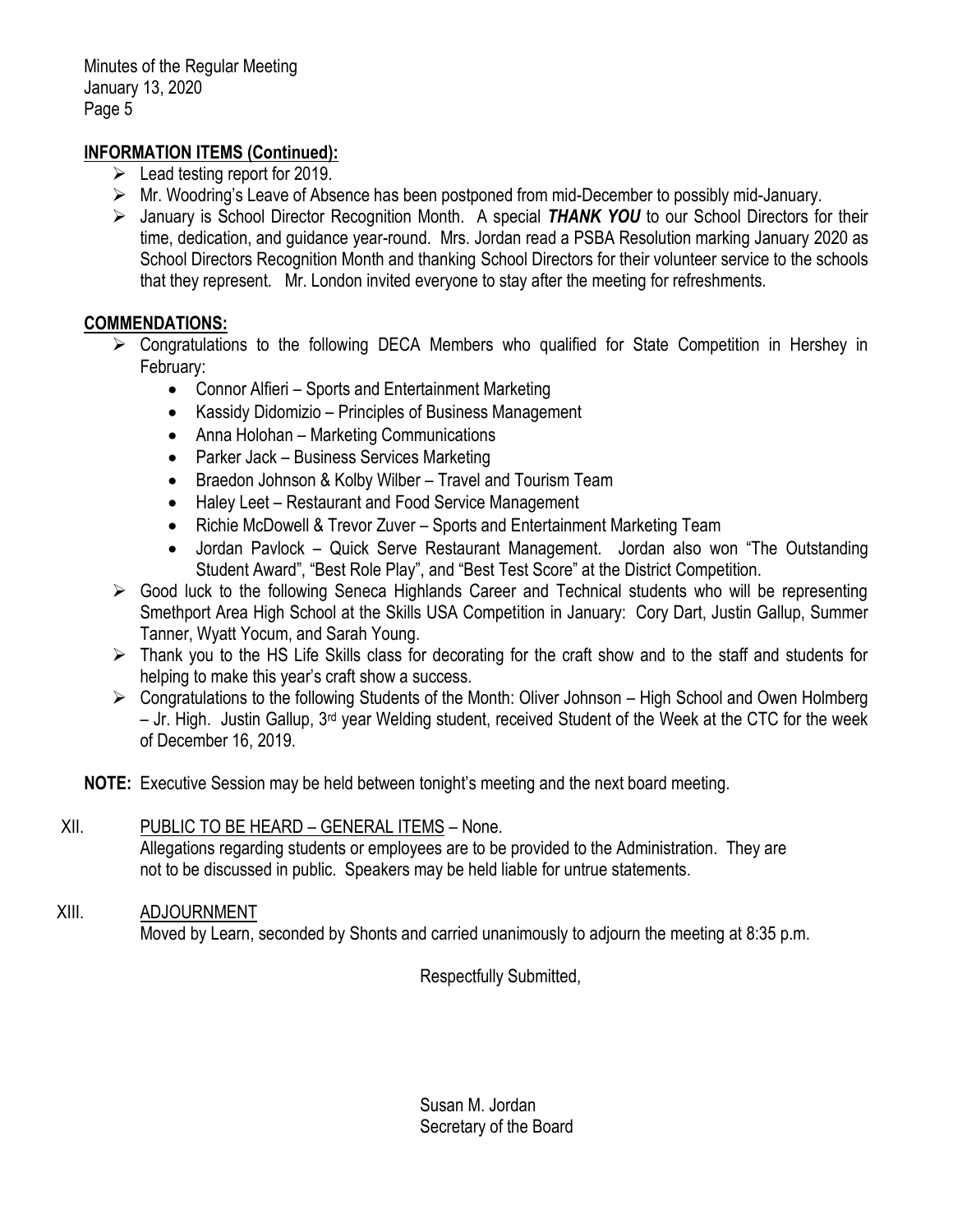**INFORMATION ITEMS (Continued):**

- Lead testing report for 2019.
- Mr. Woodring's Leave of Absence has been postponed from mid-December to possibly mid-January.
- January is School Director Recognition Month. A special ***THANK YOU*** to our School Directors for their time, dedication, and guidance year-round. Mrs. Jordan read a PSBA Resolution marking January 2020 as School Directors Recognition Month and thanking School Directors for their volunteer service to the schools that they represent. Mr. London invited everyone to stay after the meeting for refreshments.

**COMMENDATIONS:**

- Congratulations to the following DECA Members who qualified for State Competition in Hershey in February:
  - Connor Alfieri – Sports and Entertainment Marketing
  - Kassidy Didomizio – Principles of Business Management
  - Anna Holohan – Marketing Communications
  - Parker Jack – Business Services Marketing
  - Braedon Johnson & Kolby Wilber – Travel and Tourism Team
  - Haley Leet – Restaurant and Food Service Management
  - Richie McDowell & Trevor Zuver – Sports and Entertainment Marketing Team
  - Jordan Pavlock – Quick Serve Restaurant Management. Jordan also won "The Outstanding Student Award", "Best Role Play", and "Best Test Score" at the District Competition.
- Good luck to the following Seneca Highlands Career and Technical students who will be representing Smethport Area High School at the Skills USA Competition in January: Cory Dart, Justin Gallup, Summer Tanner, Wyatt Yocum, and Sarah Young.
- Thank you to the HS Life Skills class for decorating for the craft show and to the staff and students for helping to make this year's craft show a success.
- Congratulations to the following Students of the Month: Oliver Johnson – High School and Owen Holmberg – Jr. High. Justin Gallup, 3rd year Welding student, received Student of the Week at the CTC for the week of December 16, 2019.

**NOTE:** Executive Session may be held between tonight's meeting and the next board meeting.

XII. PUBLIC TO BE HEARD – GENERAL ITEMS – None.
Allegations regarding students or employees are to be provided to the Administration. They are not to be discussed in public. Speakers may be held liable for untrue statements.

XIII. ADJOURNMENT
Moved by Learn, seconded by Shonts and carried unanimously to adjourn the meeting at 8:35 p.m.

Respectfully Submitted,

Susan M. Jordan
Secretary of the Board